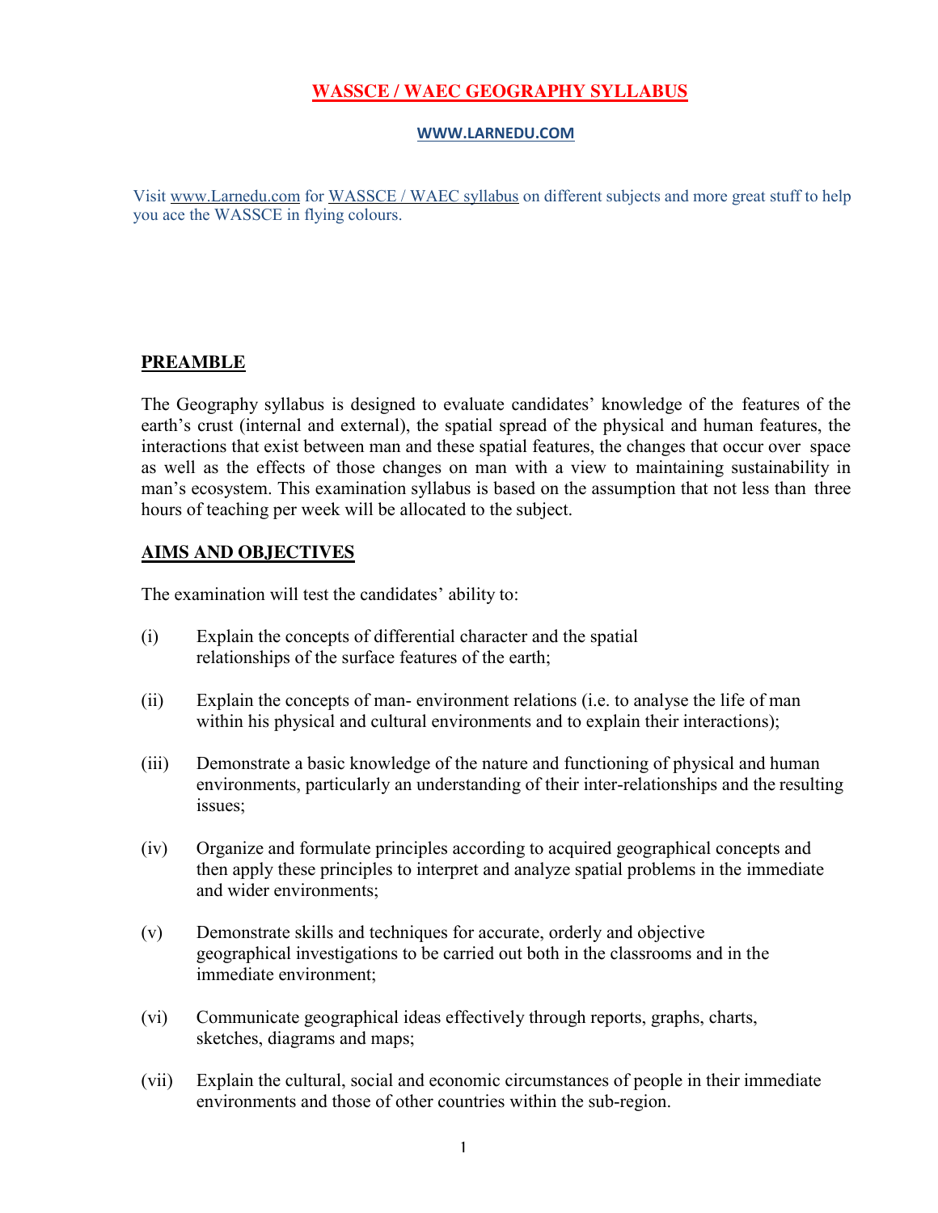# WASSCE / WAEC GEOGRAPHY SYLLABUS

**WWW.LARNEDU.COM**

Visit www.Larnedu.com for WASSCE / WAEC syllabus on different subjects and more great stuff to help you ace the WASSCE in flying colours.

## PREAMBLE

The Geography syllabus is designed to evaluate candidates' knowledge of the features of the earth's crust (internal and external), the spatial spread of the physical and human features, the interactions that exist between man and these spatial features, the changes that occur over space as well as the effects of those changes on man with a view to maintaining sustainability in man's ecosystem. This examination syllabus is based on the assumption that not less than three hours of teaching per week will be allocated to the subject.

## AIMS AND OBJECTIVES

The examination will test the candidates' ability to:

(i) Explain the concepts of differential character and the spatial relationships of the surface features of the earth;

(ii) Explain the concepts of man- environment relations (i.e. to analyse the life of man within his physical and cultural environments and to explain their interactions);

(iii) Demonstrate a basic knowledge of the nature and functioning of physical and human environments, particularly an understanding of their inter-relationships and the resulting issues;

(iv) Organize and formulate principles according to acquired geographical concepts and then apply these principles to interpret and analyze spatial problems in the immediate and wider environments;

(v) Demonstrate skills and techniques for accurate, orderly and objective geographical investigations to be carried out both in the classrooms and in the immediate environment;

(vi) Communicate geographical ideas effectively through reports, graphs, charts, sketches, diagrams and maps;

(vii) Explain the cultural, social and economic circumstances of people in their immediate environments and those of other countries within the sub-region.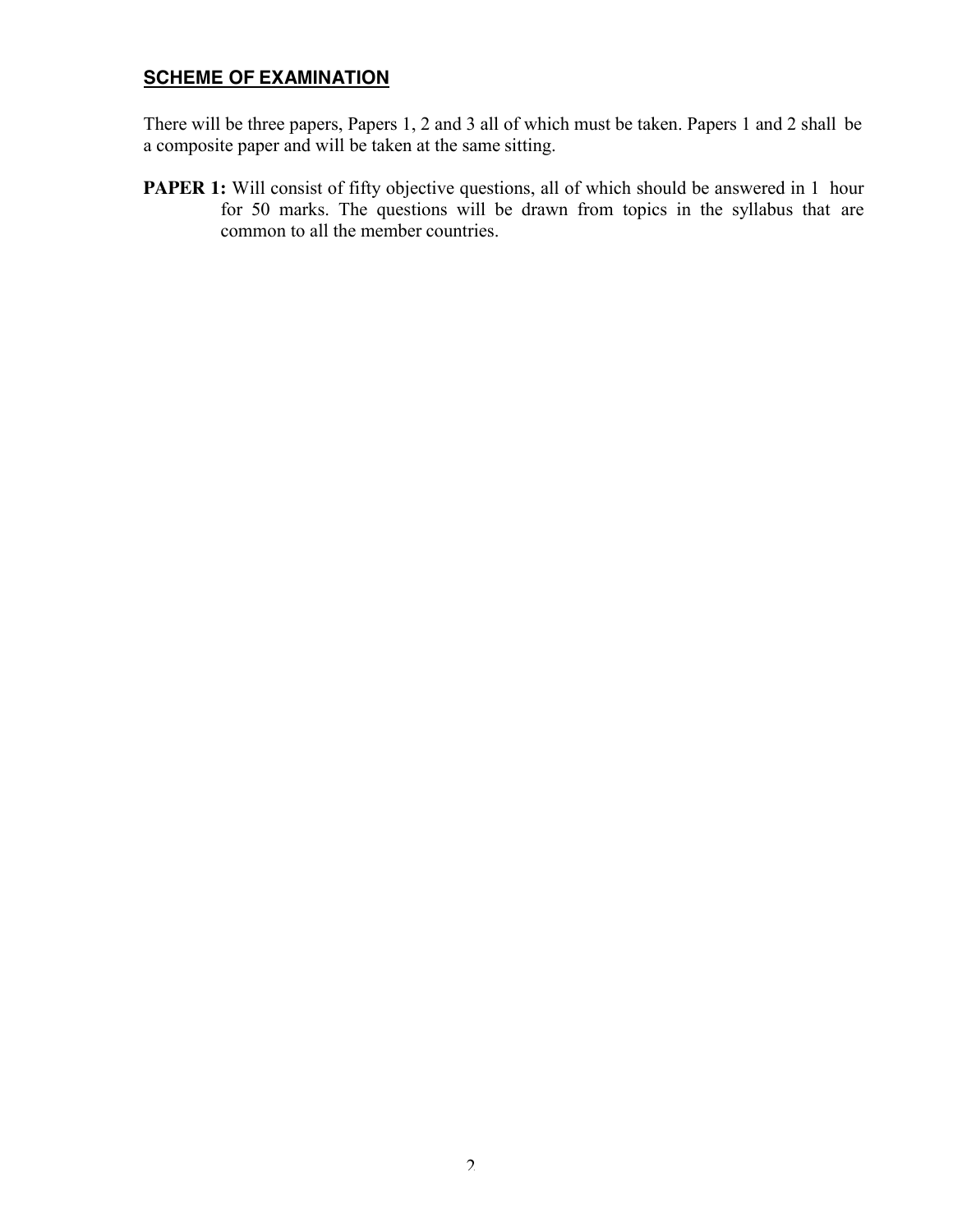## SCHEME OF EXAMINATION

There will be three papers, Papers 1, 2 and 3 all of which must be taken. Papers 1 and 2 shall be a composite paper and will be taken at the same sitting.

**PAPER 1:** Will consist of fifty objective questions, all of which should be answered in 1 hour for 50 marks. The questions will be drawn from topics in the syllabus that are common to all the member countries.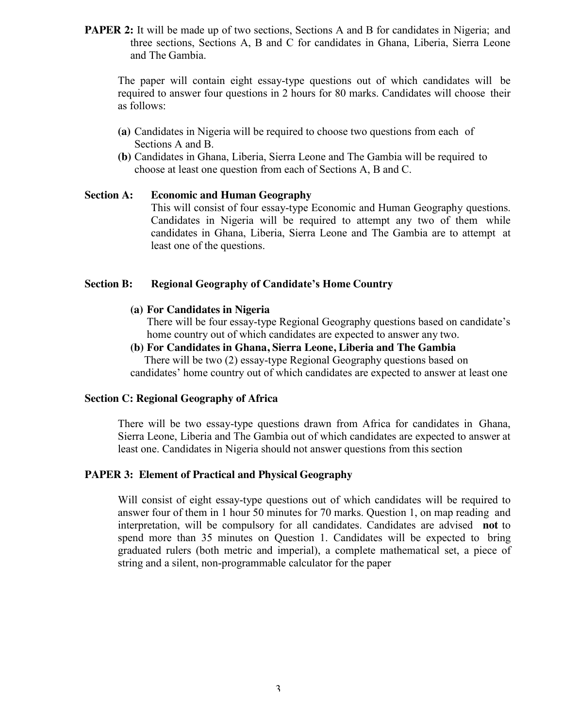**PAPER 2:** It will be made up of two sections, Sections A and B for candidates in Nigeria; and three sections, Sections A, B and C for candidates in Ghana, Liberia, Sierra Leone and The Gambia.

The paper will contain eight essay-type questions out of which candidates will be required to answer four questions in 2 hours for 80 marks. Candidates will choose their as follows:

**(a)** Candidates in Nigeria will be required to choose two questions from each of Sections A and B.

**(b)** Candidates in Ghana, Liberia, Sierra Leone and The Gambia will be required to choose at least one question from each of Sections A, B and C.

**Section A: Economic and Human Geography**

This will consist of four essay-type Economic and Human Geography questions. Candidates in Nigeria will be required to attempt any two of them while candidates in Ghana, Liberia, Sierra Leone and The Gambia are to attempt at least one of the questions.

**Section B: Regional Geography of Candidate's Home Country**

**(a) For Candidates in Nigeria**

There will be four essay-type Regional Geography questions based on candidate's home country out of which candidates are expected to answer any two.

**(b) For Candidates in Ghana, Sierra Leone, Liberia and The Gambia**

There will be two (2) essay-type Regional Geography questions based on candidates' home country out of which candidates are expected to answer at least one

**Section C: Regional Geography of Africa**

There will be two essay-type questions drawn from Africa for candidates in Ghana, Sierra Leone, Liberia and The Gambia out of which candidates are expected to answer at least one. Candidates in Nigeria should not answer questions from this section

**PAPER 3: Element of Practical and Physical Geography**

Will consist of eight essay-type questions out of which candidates will be required to answer four of them in 1 hour 50 minutes for 70 marks. Question 1, on map reading and interpretation, will be compulsory for all candidates. Candidates are advised **not** to spend more than 35 minutes on Question 1. Candidates will be expected to bring graduated rulers (both metric and imperial), a complete mathematical set, a piece of string and a silent, non-programmable calculator for the paper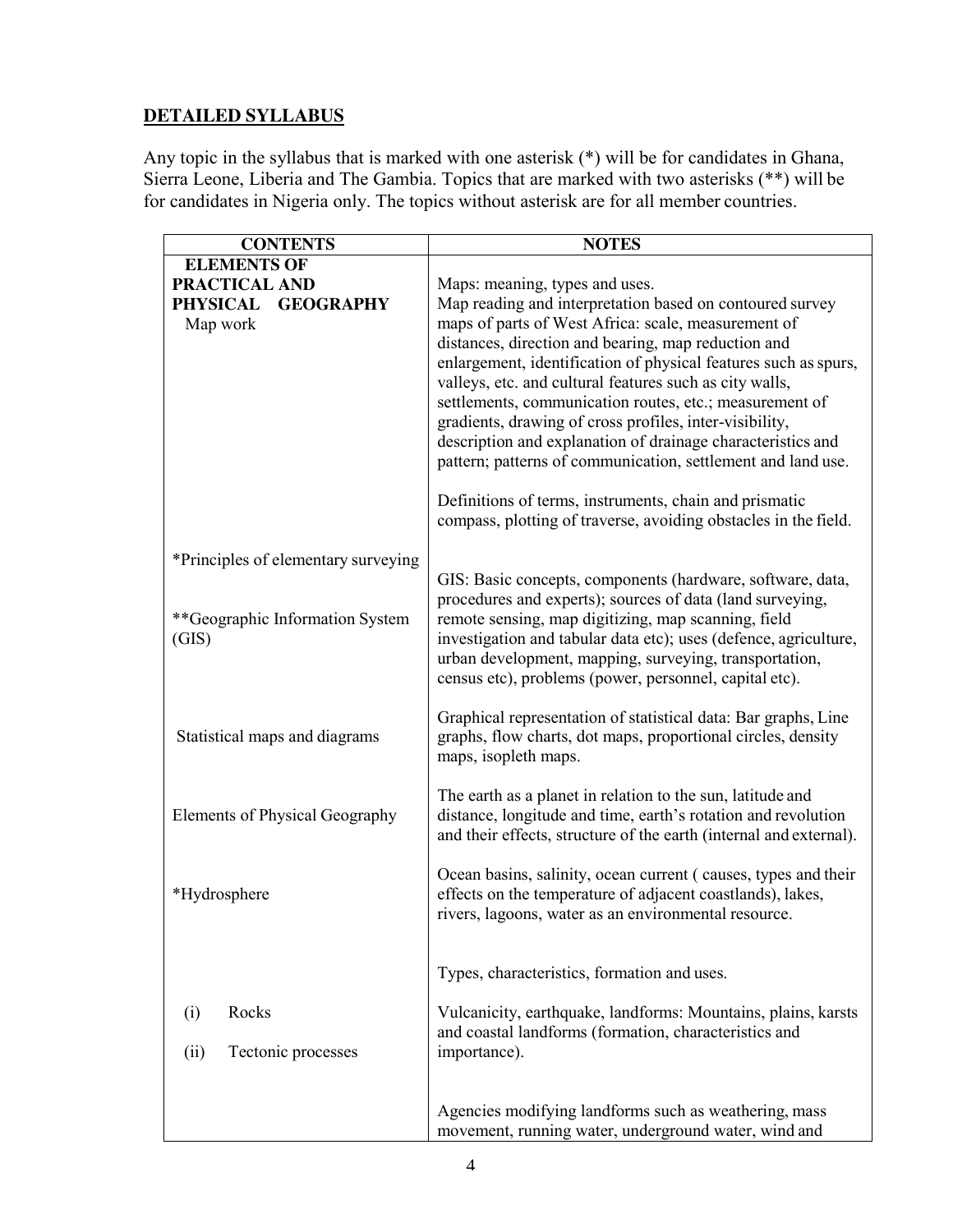## DETAILED SYLLABUS

Any topic in the syllabus that is marked with one asterisk (*) will be for candidates in Ghana, Sierra Leone, Liberia and The Gambia. Topics that are marked with two asterisks (**) will be for candidates in Nigeria only. The topics without asterisk are for all member countries.

| CONTENTS | NOTES |
|---|---|
| **ELEMENTS OF PRACTICAL AND PHYSICAL GEOGRAPHY**<br>Map work | Maps: meaning, types and uses.<br>Map reading and interpretation based on contoured survey maps of parts of West Africa: scale, measurement of distances, direction and bearing, map reduction and enlargement, identification of physical features such as spurs, valleys, etc. and cultural features such as city walls, settlements, communication routes, etc.; measurement of gradients, drawing of cross profiles, inter-visibility, description and explanation of drainage characteristics and pattern; patterns of communication, settlement and land use. |
| *Principles of elementary surveying | Definitions of terms, instruments, chain and prismatic compass, plotting of traverse, avoiding obstacles in the field. |
| **Geographic Information System (GIS) | GIS: Basic concepts, components (hardware, software, data, procedures and experts); sources of data (land surveying, remote sensing, map digitizing, map scanning, field investigation and tabular data etc); uses (defence, agriculture, urban development, mapping, surveying, transportation, census etc), problems (power, personnel, capital etc). |
| Statistical maps and diagrams | Graphical representation of statistical data: Bar graphs, Line graphs, flow charts, dot maps, proportional circles, density maps, isopleth maps. |
| Elements of Physical Geography | The earth as a planet in relation to the sun, latitude and distance, longitude and time, earth's rotation and revolution and their effects, structure of the earth (internal and external). |
| *Hydrosphere | Ocean basins, salinity, ocean current ( causes, types and their effects on the temperature of adjacent coastlands), lakes, rivers, lagoons, water as an environmental resource. |
| (i) Rocks | Types, characteristics, formation and uses. |
| (ii) Tectonic processes | Vulcanicity, earthquake, landforms: Mountains, plains, karsts and coastal landforms (formation, characteristics and importance). |
| | Agencies modifying landforms such as weathering, mass movement, running water, underground water, wind and |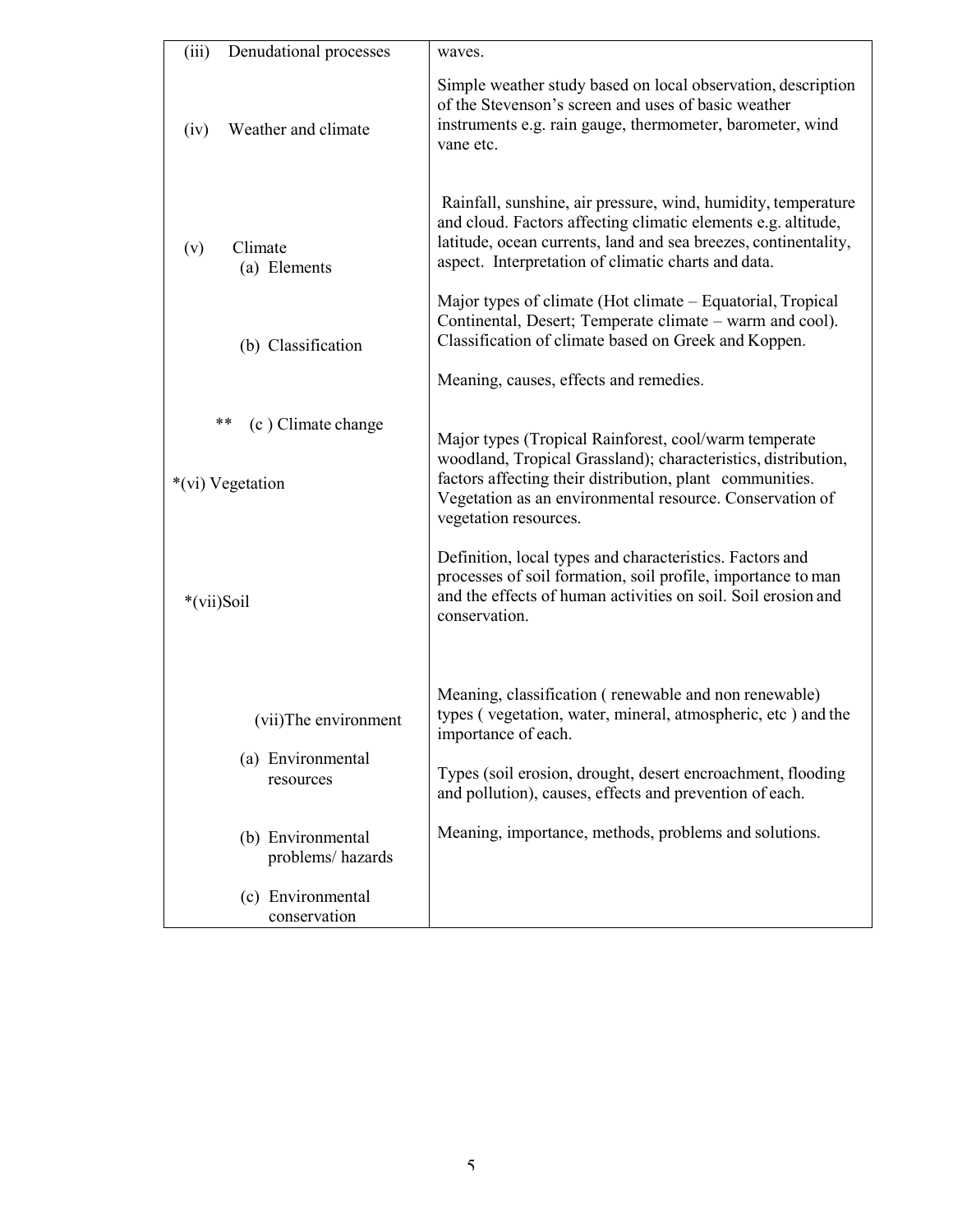| | |
|---|---|
| (iii) Denudational processes | waves. |
| (iv) Weather and climate | Simple weather study based on local observation, description of the Stevenson's screen and uses of basic weather instruments e.g. rain gauge, thermometer, barometer, wind vane etc. |
| (v) Climate<br>(a) Elements | Rainfall, sunshine, air pressure, wind, humidity, temperature and cloud. Factors affecting climatic elements e.g. altitude, latitude, ocean currents, land and sea breezes, continentality, aspect. Interpretation of climatic charts and data. |
| (b) Classification | Major types of climate (Hot climate – Equatorial, Tropical Continental, Desert; Temperate climate – warm and cool). Classification of climate based on Greek and Koppen. |
| ** (c ) Climate change | Meaning, causes, effects and remedies. |
| *(vi) Vegetation | Major types (Tropical Rainforest, cool/warm temperate woodland, Tropical Grassland); characteristics, distribution, factors affecting their distribution, plant communities. Vegetation as an environmental resource. Conservation of vegetation resources. |
| *(vii)Soil | Definition, local types and characteristics. Factors and processes of soil formation, soil profile, importance to man and the effects of human activities on soil. Soil erosion and conservation. |
| (vii)The environment<br>(a) Environmental resources | Meaning, classification ( renewable and non renewable) types ( vegetation, water, mineral, atmospheric, etc ) and the importance of each. |
| (b) Environmental problems/ hazards | Types (soil erosion, drought, desert encroachment, flooding and pollution), causes, effects and prevention of each. |
| (c) Environmental conservation | Meaning, importance, methods, problems and solutions. |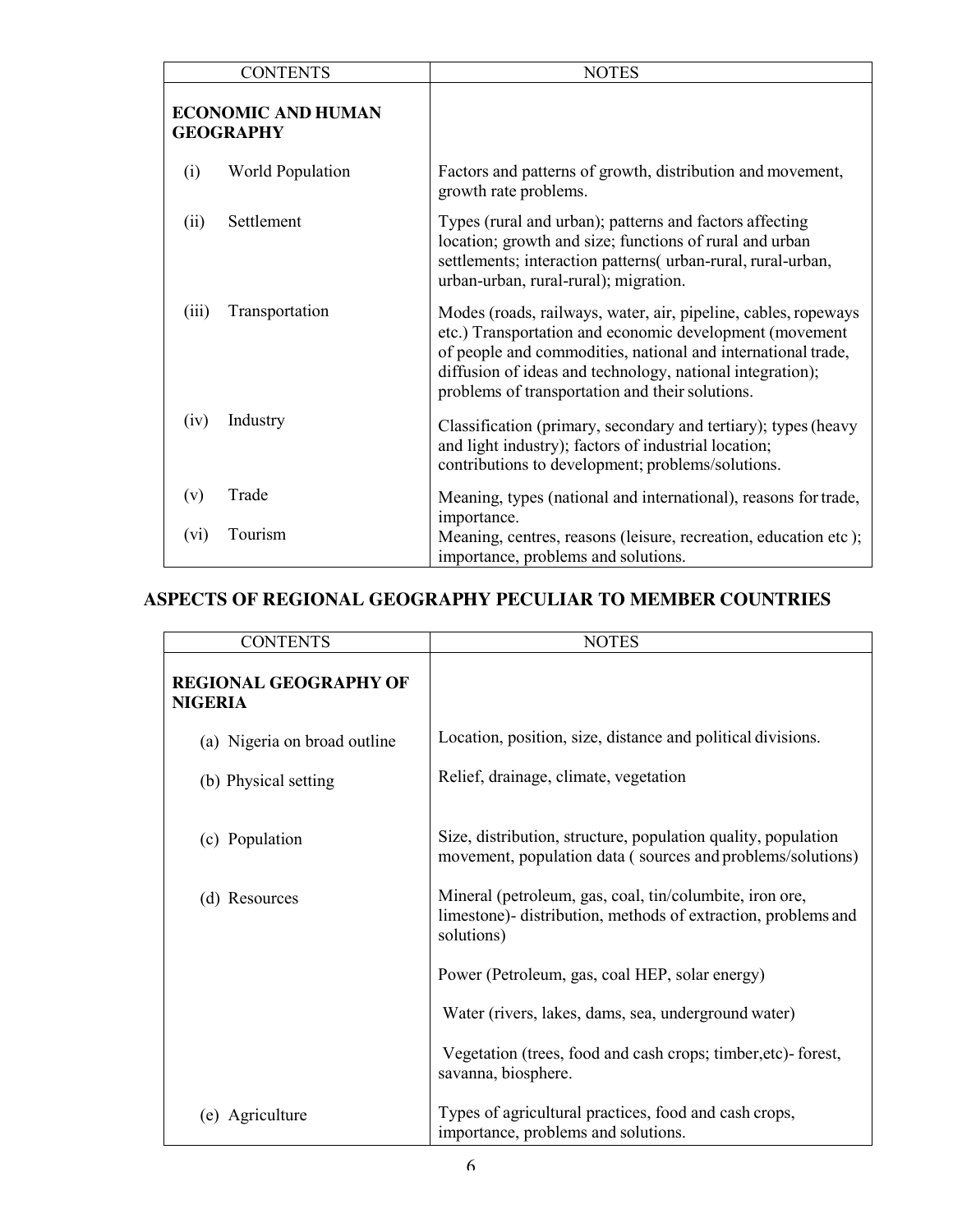| CONTENTS | NOTES |
| --- | --- |
| **ECONOMIC AND HUMAN GEOGRAPHY** | |
| (i) World Population | Factors and patterns of growth, distribution and movement, growth rate problems. |
| (ii) Settlement | Types (rural and urban); patterns and factors affecting location; growth and size; functions of rural and urban settlements; interaction patterns( urban-rural, rural-urban, urban-urban, rural-rural); migration. |
| (iii) Transportation | Modes (roads, railways, water, air, pipeline, cables, ropeways etc.) Transportation and economic development (movement of people and commodities, national and international trade, diffusion of ideas and technology, national integration); problems of transportation and their solutions. |
| (iv) Industry | Classification (primary, secondary and tertiary); types (heavy and light industry); factors of industrial location; contributions to development; problems/solutions. |
| (v) Trade | Meaning, types (national and international), reasons for trade, importance. |
| (vi) Tourism | Meaning, centres, reasons (leisure, recreation, education etc ); importance, problems and solutions. |

## ASPECTS OF REGIONAL GEOGRAPHY PECULIAR TO MEMBER COUNTRIES

| CONTENTS | NOTES |
| --- | --- |
| **REGIONAL GEOGRAPHY OF NIGERIA** | |
| (a) Nigeria on broad outline | Location, position, size, distance and political divisions. |
| (b) Physical setting | Relief, drainage, climate, vegetation |
| (c) Population | Size, distribution, structure, population quality, population movement, population data ( sources and problems/solutions) |
| (d) Resources | Mineral (petroleum, gas, coal, tin/columbite, iron ore, limestone)- distribution, methods of extraction, problems and solutions) |
| | Power (Petroleum, gas, coal HEP, solar energy) |
| | Water (rivers, lakes, dams, sea, underground water) |
| | Vegetation (trees, food and cash crops; timber,etc)- forest, savanna, biosphere. |
| (e) Agriculture | Types of agricultural practices, food and cash crops, importance, problems and solutions. |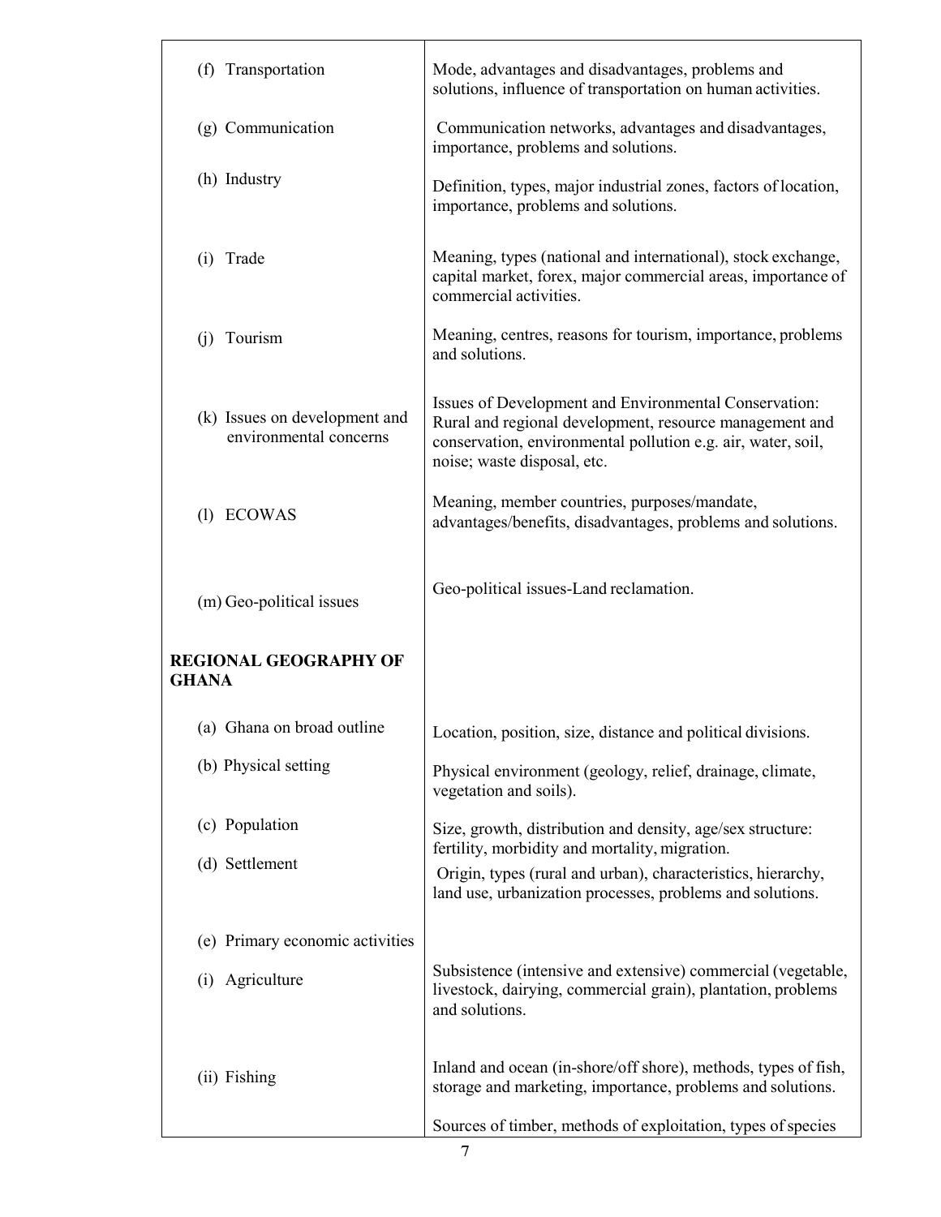| | |
|---|---|
| (f) Transportation | Mode, advantages and disadvantages, problems and solutions, influence of transportation on human activities. |
| (g) Communication | Communication networks, advantages and disadvantages, importance, problems and solutions. |
| (h) Industry | Definition, types, major industrial zones, factors of location, importance, problems and solutions. |
| (i) Trade | Meaning, types (national and international), stock exchange, capital market, forex, major commercial areas, importance of commercial activities. |
| (j) Tourism | Meaning, centres, reasons for tourism, importance, problems and solutions. |
| (k) Issues on development and environmental concerns | Issues of Development and Environmental Conservation: Rural and regional development, resource management and conservation, environmental pollution e.g. air, water, soil, noise; waste disposal, etc. |
| (l) ECOWAS | Meaning, member countries, purposes/mandate, advantages/benefits, disadvantages, problems and solutions. |
| (m) Geo-political issues | Geo-political issues-Land reclamation. |
| **REGIONAL GEOGRAPHY OF GHANA** | |
| (a) Ghana on broad outline | Location, position, size, distance and political divisions. |
| (b) Physical setting | Physical environment (geology, relief, drainage, climate, vegetation and soils). |
| (c) Population | Size, growth, distribution and density, age/sex structure: fertility, morbidity and mortality, migration. |
| (d) Settlement | Origin, types (rural and urban), characteristics, hierarchy, land use, urbanization processes, problems and solutions. |
| (e) Primary economic activities | |
| (i) Agriculture | Subsistence (intensive and extensive) commercial (vegetable, livestock, dairying, commercial grain), plantation, problems and solutions. |
| (ii) Fishing | Inland and ocean (in-shore/off shore), methods, types of fish, storage and marketing, importance, problems and solutions. |
| | Sources of timber, methods of exploitation, types of species |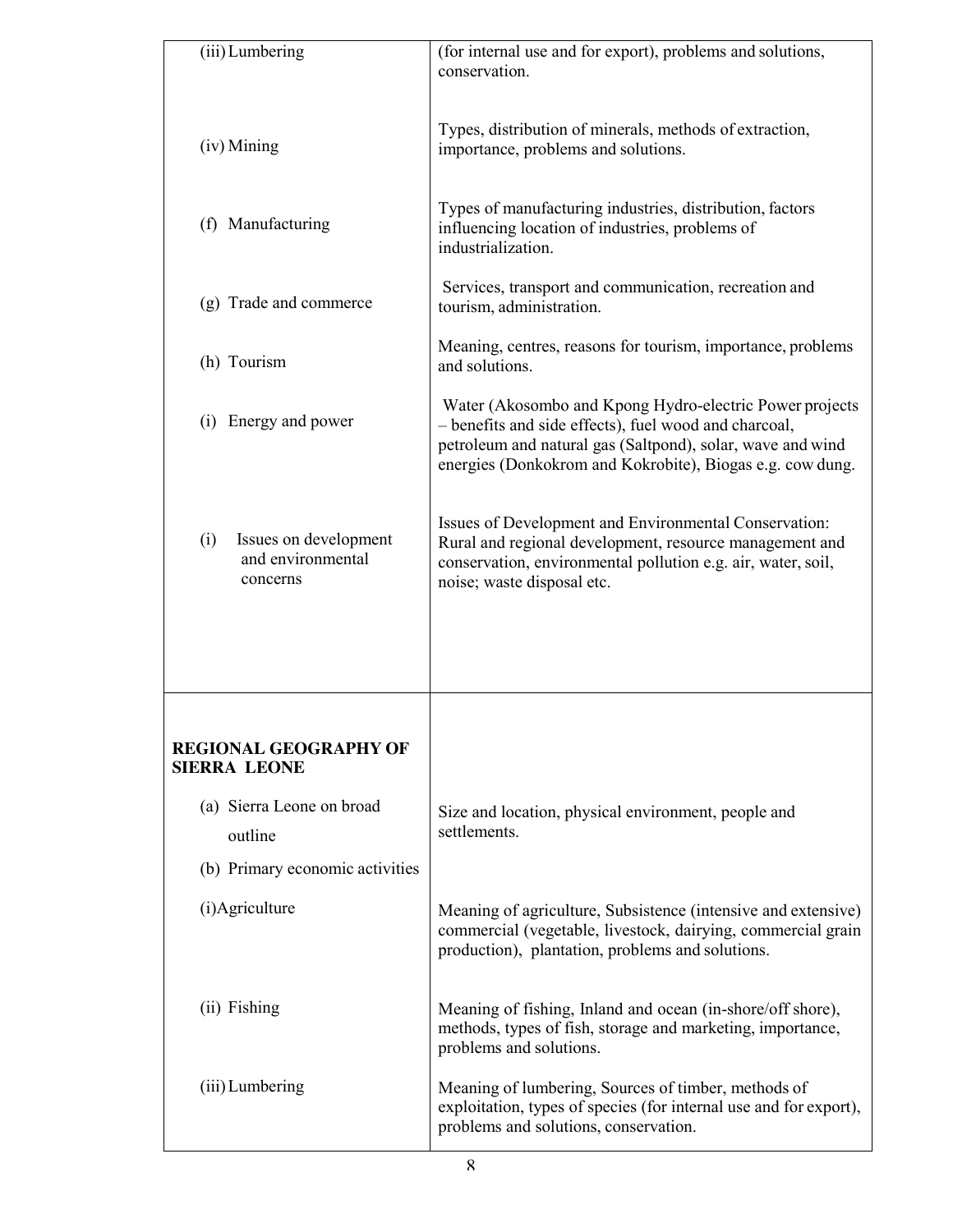| | |
|---|---|
| (iii) Lumbering | (for internal use and for export), problems and solutions, conservation. |
| (iv) Mining | Types, distribution of minerals, methods of extraction, importance, problems and solutions. |
| (f) Manufacturing | Types of manufacturing industries, distribution, factors influencing location of industries, problems of industrialization. |
| (g) Trade and commerce | Services, transport and communication, recreation and tourism, administration. |
| (h) Tourism | Meaning, centres, reasons for tourism, importance, problems and solutions. |
| (i) Energy and power | Water (Akosombo and Kpong Hydro-electric Power projects – benefits and side effects), fuel wood and charcoal, petroleum and natural gas (Saltpond), solar, wave and wind energies (Donkokrom and Kokrobite), Biogas e.g. cow dung. |
| (i) Issues on development and environmental concerns | Issues of Development and Environmental Conservation: Rural and regional development, resource management and conservation, environmental pollution e.g. air, water, soil, noise; waste disposal etc. |
| **REGIONAL GEOGRAPHY OF SIERRA LEONE** | |
| (a) Sierra Leone on broad outline | Size and location, physical environment, people and settlements. |
| (b) Primary economic activities | |
| (i) Agriculture | Meaning of agriculture, Subsistence (intensive and extensive) commercial (vegetable, livestock, dairying, commercial grain production), plantation, problems and solutions. |
| (ii) Fishing | Meaning of fishing, Inland and ocean (in-shore/off shore), methods, types of fish, storage and marketing, importance, problems and solutions. |
| (iii) Lumbering | Meaning of lumbering, Sources of timber, methods of exploitation, types of species (for internal use and for export), problems and solutions, conservation. |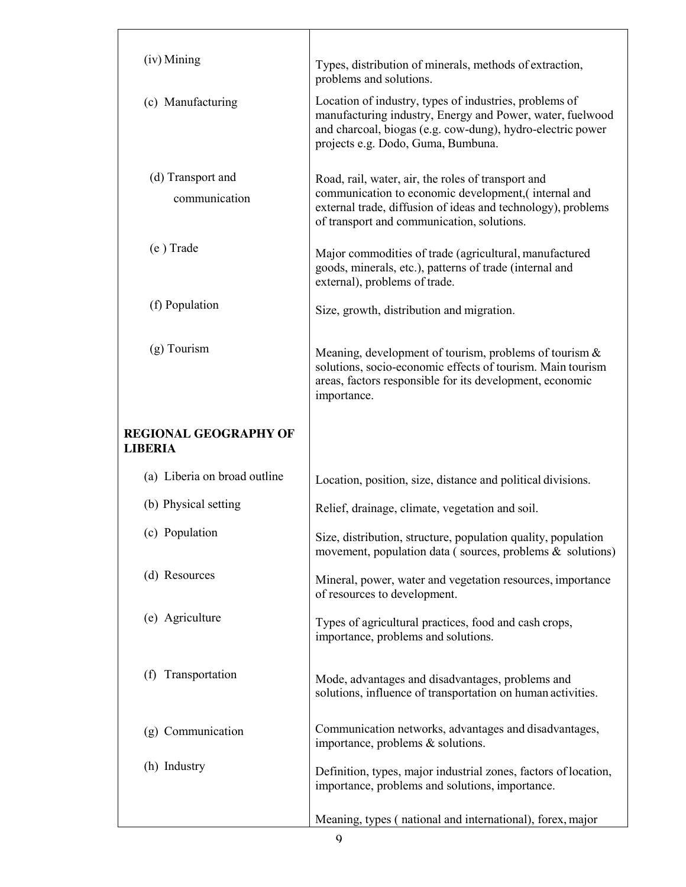| | |
|---|---|
| (iv) Mining | Types, distribution of minerals, methods of extraction, problems and solutions. |
| (c) Manufacturing | Location of industry, types of industries, problems of manufacturing industry, Energy and Power, water, fuelwood and charcoal, biogas (e.g. cow-dung), hydro-electric power projects e.g. Dodo, Guma, Bumbuna. |
| (d) Transport and communication | Road, rail, water, air, the roles of transport and communication to economic development,( internal and external trade, diffusion of ideas and technology), problems of transport and communication, solutions. |
| (e ) Trade | Major commodities of trade (agricultural, manufactured goods, minerals, etc.), patterns of trade (internal and external), problems of trade. |
| (f) Population | Size, growth, distribution and migration. |
| (g) Tourism | Meaning, development of tourism, problems of tourism & solutions, socio-economic effects of tourism. Main tourism areas, factors responsible for its development, economic importance. |
| **REGIONAL GEOGRAPHY OF LIBERIA** | |
| (a) Liberia on broad outline | Location, position, size, distance and political divisions. |
| (b) Physical setting | Relief, drainage, climate, vegetation and soil. |
| (c) Population | Size, distribution, structure, population quality, population movement, population data ( sources, problems & solutions) |
| (d) Resources | Mineral, power, water and vegetation resources, importance of resources to development. |
| (e) Agriculture | Types of agricultural practices, food and cash crops, importance, problems and solutions. |
| (f) Transportation | Mode, advantages and disadvantages, problems and solutions, influence of transportation on human activities. |
| (g) Communication | Communication networks, advantages and disadvantages, importance, problems & solutions. |
| (h) Industry | Definition, types, major industrial zones, factors of location, importance, problems and solutions, importance. |
| | Meaning, types ( national and international), forex, major |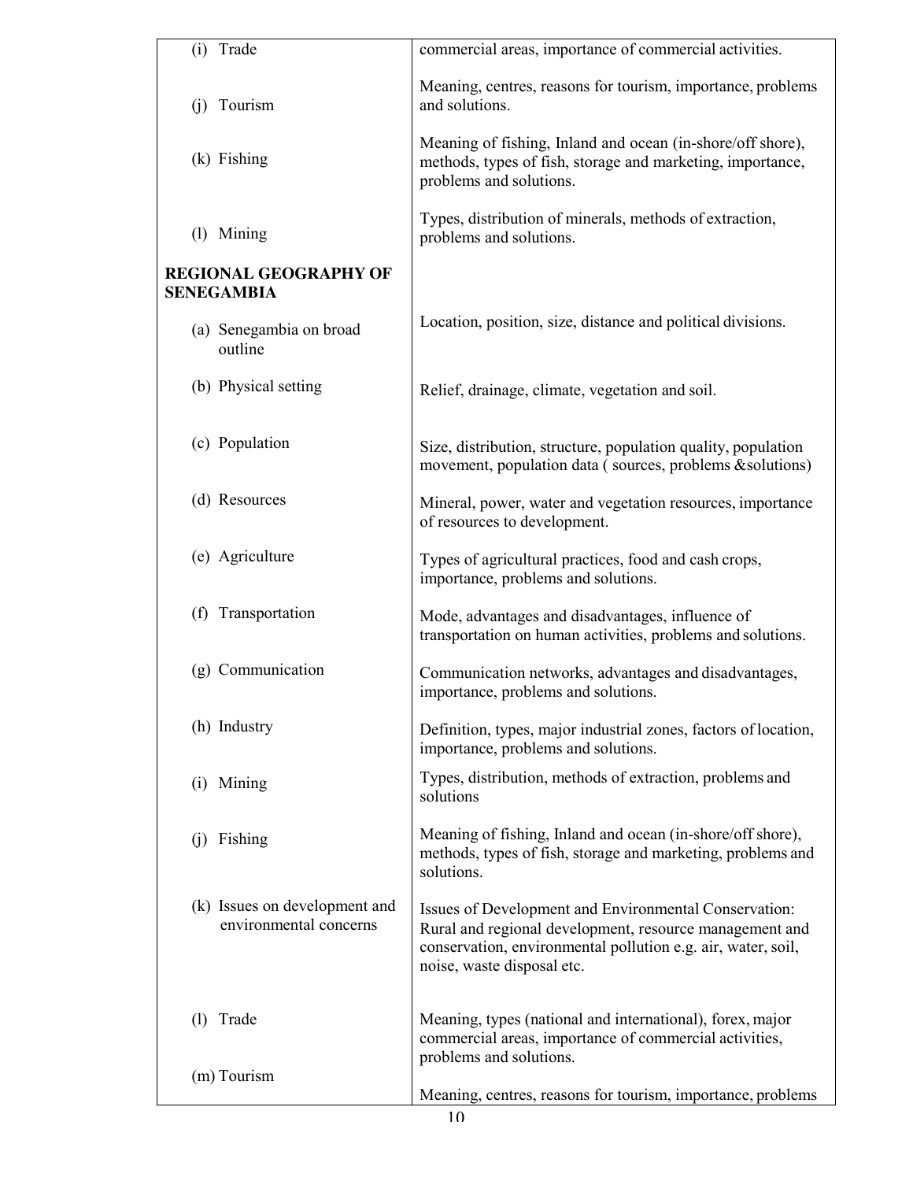| | |
|---|---|
| (i) Trade | commercial areas, importance of commercial activities. |
| (j) Tourism | Meaning, centres, reasons for tourism, importance, problems and solutions. |
| (k) Fishing | Meaning of fishing, Inland and ocean (in-shore/off shore), methods, types of fish, storage and marketing, importance, problems and solutions. |
| (l) Mining | Types, distribution of minerals, methods of extraction, problems and solutions. |
| **REGIONAL GEOGRAPHY OF SENEGAMBIA** | |
| (a) Senegambia on broad outline | Location, position, size, distance and political divisions. |
| (b) Physical setting | Relief, drainage, climate, vegetation and soil. |
| (c) Population | Size, distribution, structure, population quality, population movement, population data ( sources, problems &solutions) |
| (d) Resources | Mineral, power, water and vegetation resources, importance of resources to development. |
| (e) Agriculture | Types of agricultural practices, food and cash crops, importance, problems and solutions. |
| (f) Transportation | Mode, advantages and disadvantages, influence of transportation on human activities, problems and solutions. |
| (g) Communication | Communication networks, advantages and disadvantages, importance, problems and solutions. |
| (h) Industry | Definition, types, major industrial zones, factors of location, importance, problems and solutions. |
| (i) Mining | Types, distribution, methods of extraction, problems and solutions |
| (j) Fishing | Meaning of fishing, Inland and ocean (in-shore/off shore), methods, types of fish, storage and marketing, problems and solutions. |
| (k) Issues on development and environmental concerns | Issues of Development and Environmental Conservation: Rural and regional development, resource management and conservation, environmental pollution e.g. air, water, soil, noise, waste disposal etc. |
| (l) Trade | Meaning, types (national and international), forex, major commercial areas, importance of commercial activities, problems and solutions. |
| (m) Tourism | Meaning, centres, reasons for tourism, importance, problems |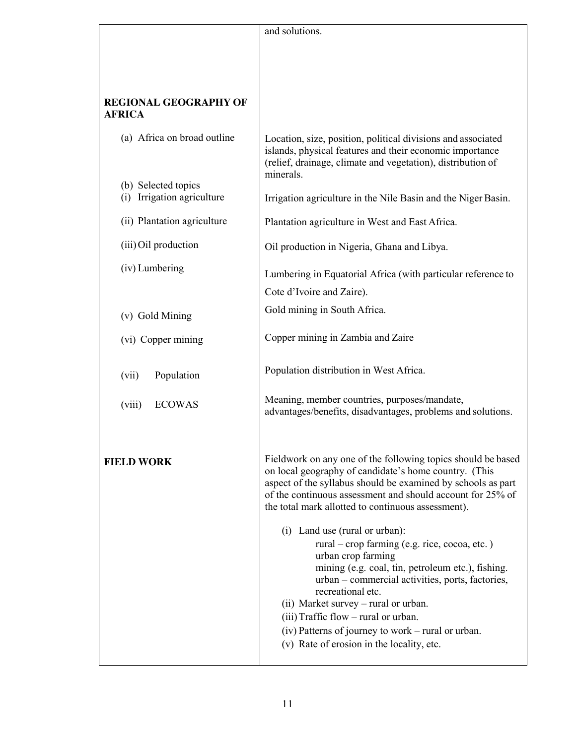| | |
|---|---|
| | and solutions. |
| **REGIONAL GEOGRAPHY OF AFRICA** | |
| (a) Africa on broad outline | Location, size, position, political divisions and associated islands, physical features and their economic importance (relief, drainage, climate and vegetation), distribution of minerals. |
| (b) Selected topics<br>(i) Irrigation agriculture | Irrigation agriculture in the Nile Basin and the Niger Basin. |
| (ii) Plantation agriculture | Plantation agriculture in West and East Africa. |
| (iii) Oil production | Oil production in Nigeria, Ghana and Libya. |
| (iv) Lumbering | Lumbering in Equatorial Africa (with particular reference to Cote d'Ivoire and Zaire). |
| (v) Gold Mining | Gold mining in South Africa. |
| (vi) Copper mining | Copper mining in Zambia and Zaire |
| (vii) Population | Population distribution in West Africa. |
| (viii) ECOWAS | Meaning, member countries, purposes/mandate, advantages/benefits, disadvantages, problems and solutions. |
| **FIELD WORK** | Fieldwork on any one of the following topics should be based on local geography of candidate's home country. (This aspect of the syllabus should be examined by schools as part of the continuous assessment and should account for 25% of the total mark allotted to continuous assessment).<br><br>(i) Land use (rural or urban):<br>rural – crop farming (e.g. rice, cocoa, etc. )<br>urban crop farming<br>mining (e.g. coal, tin, petroleum etc.), fishing.<br>urban – commercial activities, ports, factories, recreational etc.<br>(ii) Market survey – rural or urban.<br>(iii) Traffic flow – rural or urban.<br>(iv) Patterns of journey to work – rural or urban.<br>(v) Rate of erosion in the locality, etc. |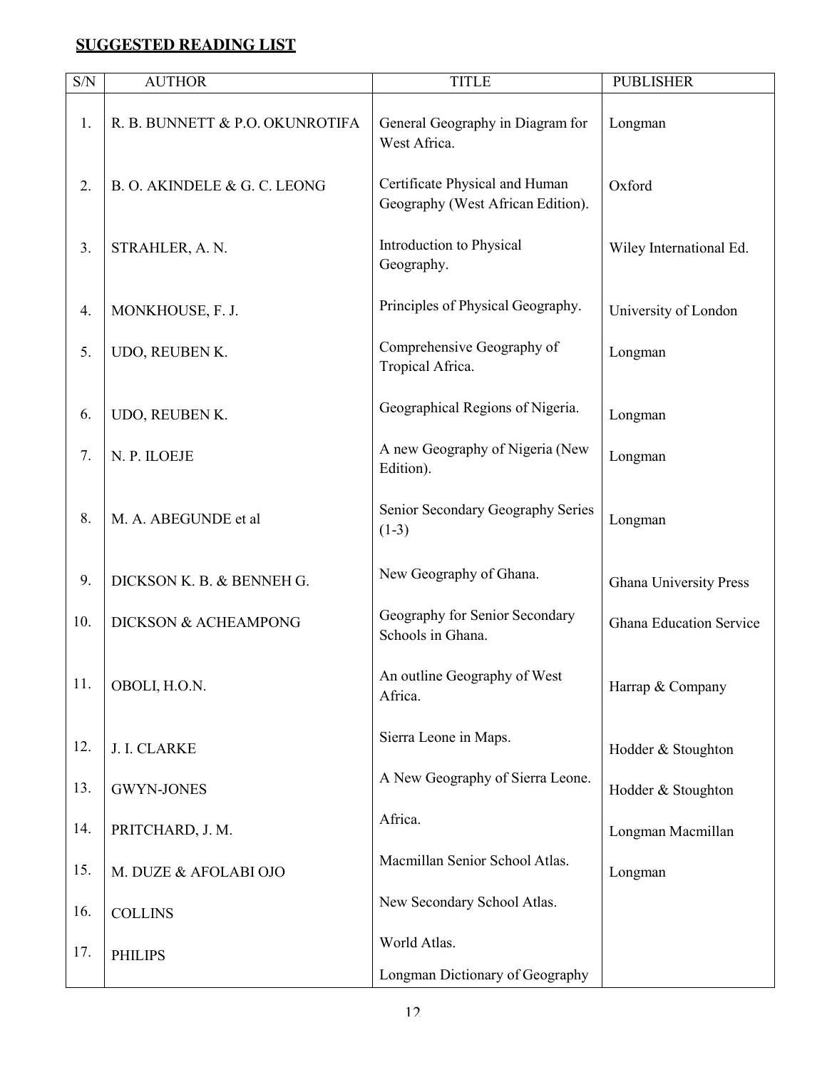## SUGGESTED READING LIST

| S/N | AUTHOR | TITLE | PUBLISHER |
|---|---|---|---|
| 1. | R. B. BUNNETT & P.O. OKUNROTIFA | General Geography in Diagram for West Africa. | Longman |
| 2. | B. O. AKINDELE & G. C. LEONG | Certificate Physical and Human Geography (West African Edition). | Oxford |
| 3. | STRAHLER, A. N. | Introduction to Physical Geography. | Wiley International Ed. |
| 4. | MONKHOUSE, F. J. | Principles of Physical Geography. | University of London |
| 5. | UDO, REUBEN K. | Comprehensive Geography of Tropical Africa. | Longman |
| 6. | UDO, REUBEN K. | Geographical Regions of Nigeria. | Longman |
| 7. | N. P. ILOEJE | A new Geography of Nigeria (New Edition). | Longman |
| 8. | M. A. ABEGUNDE et al | Senior Secondary Geography Series (1-3) | Longman |
| 9. | DICKSON K. B. & BENNEH G. | New Geography of Ghana. | Ghana University Press |
| 10. | DICKSON & ACHEAMPONG | Geography for Senior Secondary Schools in Ghana. | Ghana Education Service |
| 11. | OBOLI, H.O.N. | An outline Geography of West Africa. | Harrap & Company |
| 12. | J. I. CLARKE | Sierra Leone in Maps. | Hodder & Stoughton |
| 13. | GWYN-JONES | A New Geography of Sierra Leone. | Hodder & Stoughton |
| 14. | PRITCHARD, J. M. | Africa. | Longman Macmillan |
| 15. | M. DUZE & AFOLABI OJO | Macmillan Senior School Atlas. | Longman |
| 16. | COLLINS | New Secondary School Atlas. | |
| 17. | PHILIPS | World Atlas. | |
| | | Longman Dictionary of Geography | |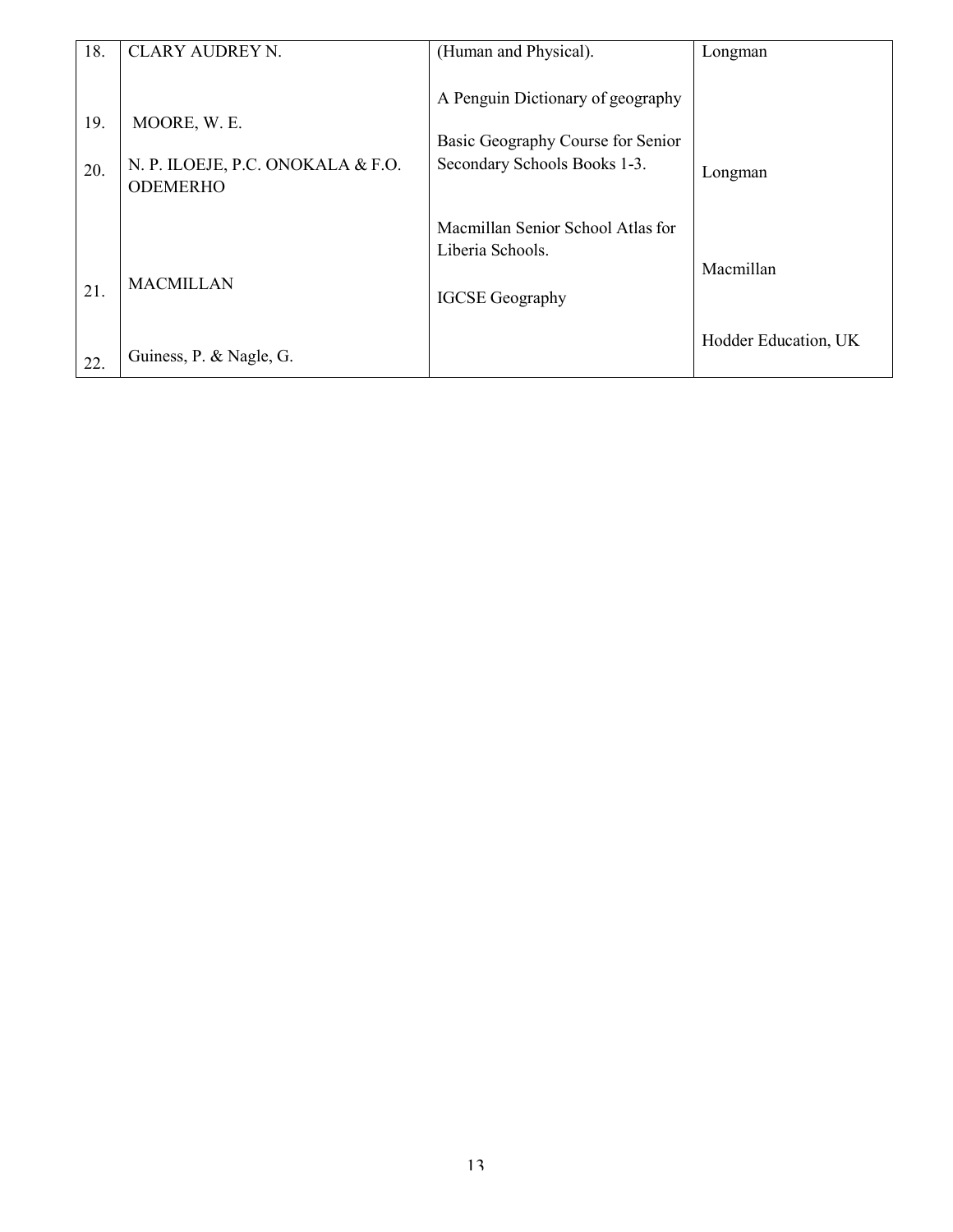| | | | |
|---|---|---|---|
| 18. | CLARY AUDREY N. | (Human and Physical). | Longman |
| | | A Penguin Dictionary of geography | |
| 19. | MOORE, W. E. | | |
| | | Basic Geography Course for Senior | |
| 20. | N. P. ILOEJE, P.C. ONOKALA & F.O. ODEMERHO | Secondary Schools Books 1-3. | Longman |
| | | Macmillan Senior School Atlas for Liberia Schools. | |
| | | | Macmillan |
| 21. | MACMILLAN | IGCSE Geography | |
| | | | Hodder Education, UK |
| 22. | Guiness, P. & Nagle, G. | | |